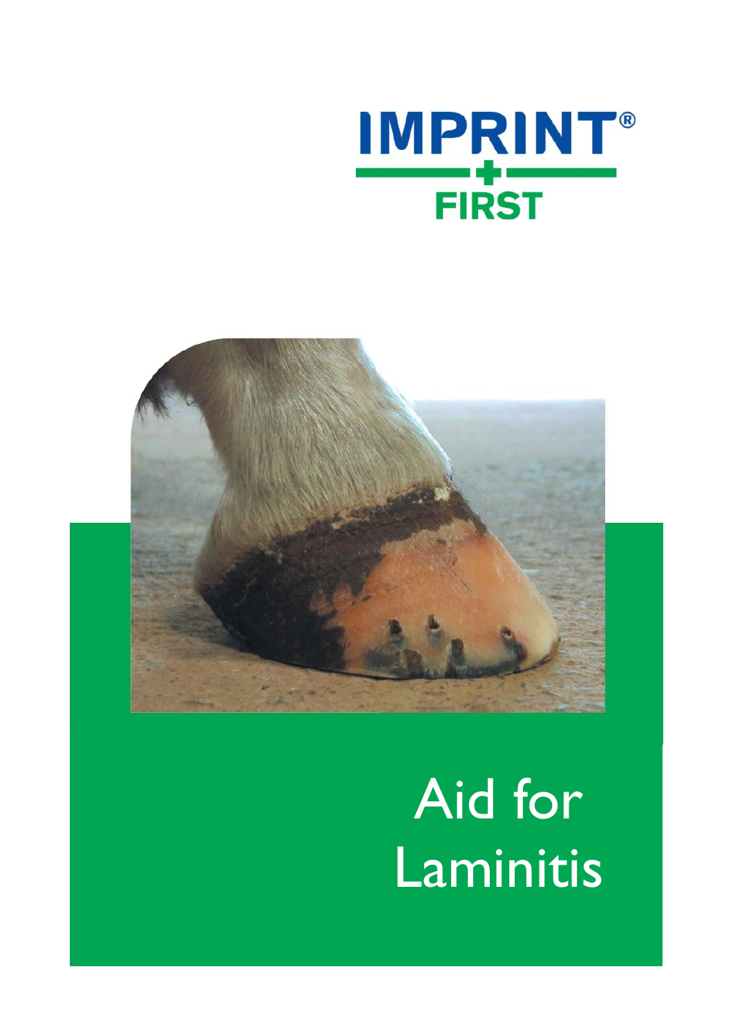IMPRINT®

FIRST

# Aid for Laminitis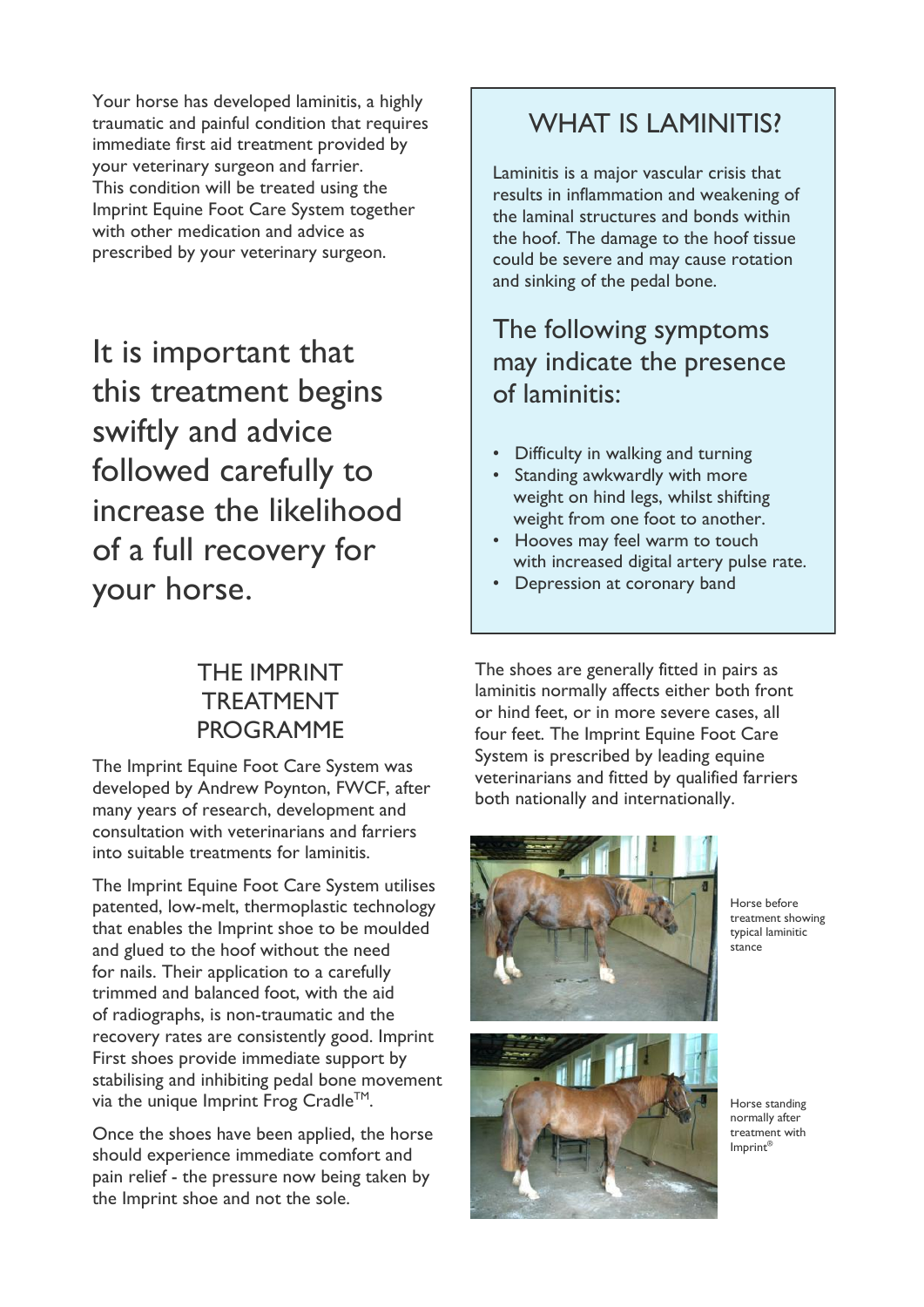Your horse has developed laminitis, a highly traumatic and painful condition that requires immediate first aid treatment provided by your veterinary surgeon and farrier. This condition will be treated using the Imprint Equine Foot Care System together with other medication and advice as prescribed by your veterinary surgeon.

## It is important that this treatment begins swiftly and advice followed carefully to increase the likelihood of a full recovery for your horse.

## WHAT IS LAMINITIS?

Laminitis is a major vascular crisis that results in inflammation and weakening of the laminal structures and bonds within the hoof. The damage to the hoof tissue could be severe and may cause rotation and sinking of the pedal bone.

### The following symptoms may indicate the presence of laminitis:

- Difficulty in walking and turning
- Standing awkwardly with more weight on hind legs, whilst shifting weight from one foot to another.
- Hooves may feel warm to touch with increased digital artery pulse rate.
- Depression at coronary band

## THE IMPRINT TREATMENT PROGRAMME

The Imprint Equine Foot Care System was developed by Andrew Poynton, FWCF, after many years of research, development and consultation with veterinarians and farriers into suitable treatments for laminitis.

The Imprint Equine Foot Care System utilises patented, low-melt, thermoplastic technology that enables the Imprint shoe to be moulded and glued to the hoof without the need for nails. Their application to a carefully trimmed and balanced foot, with the aid of radiographs, is non-traumatic and the recovery rates are consistently good. Imprint First shoes provide immediate support by stabilising and inhibiting pedal bone movement via the unique Imprint Frog Cradle™.

Once the shoes have been applied, the horse should experience immediate comfort and pain relief - the pressure now being taken by the Imprint shoe and not the sole.

The shoes are generally fitted in pairs as laminitis normally affects either both front or hind feet, or in more severe cases, all four feet. The Imprint Equine Foot Care System is prescribed by leading equine veterinarians and fitted by qualified farriers both nationally and internationally.

Horse before treatment showing typical laminitic stance

Horse standing normally after treatment with Imprint®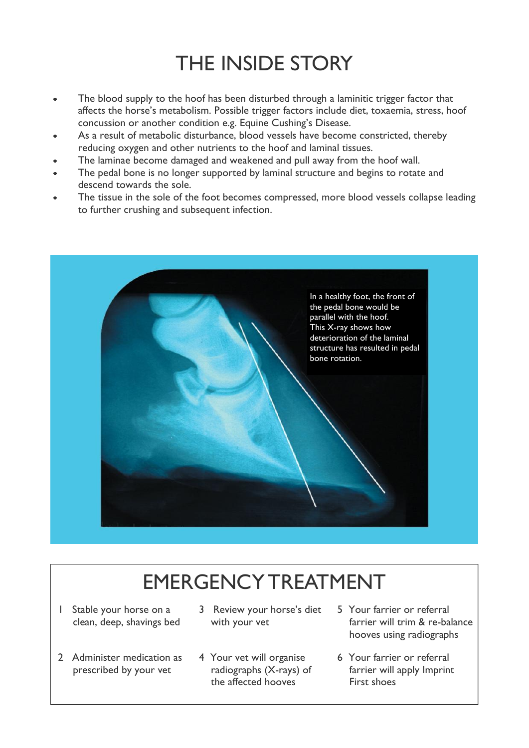# THE INSIDE STORY

- The blood supply to the hoof has been disturbed through a laminitic trigger factor that affects the horse's metabolism. Possible trigger factors include diet, toxaemia, stress, hoof concussion or another condition e.g. Equine Cushing's Disease.
- As a result of metabolic disturbance, blood vessels have become constricted, thereby reducing oxygen and other nutrients to the hoof and laminal tissues.
- The laminae become damaged and weakened and pull away from the hoof wall.
- The pedal bone is no longer supported by laminal structure and begins to rotate and descend towards the sole.
- The tissue in the sole of the foot becomes compressed, more blood vessels collapse leading to further crushing and subsequent infection.

In a healthy foot, the front of the pedal bone would be parallel with the hoof. This X-ray shows how deterioration of the laminal structure has resulted in pedal bone rotation.

## EMERGENCY TREATMENT

1. Stable your horse on a clean, deep, shavings bed
2. Administer medication as prescribed by your vet
3. Review your horse's diet with your vet
4. Your vet will organise radiographs (X-rays) of the affected hooves
5. Your farrier or referral farrier will trim & re-balance hooves using radiographs
6. Your farrier or referral farrier will apply Imprint First shoes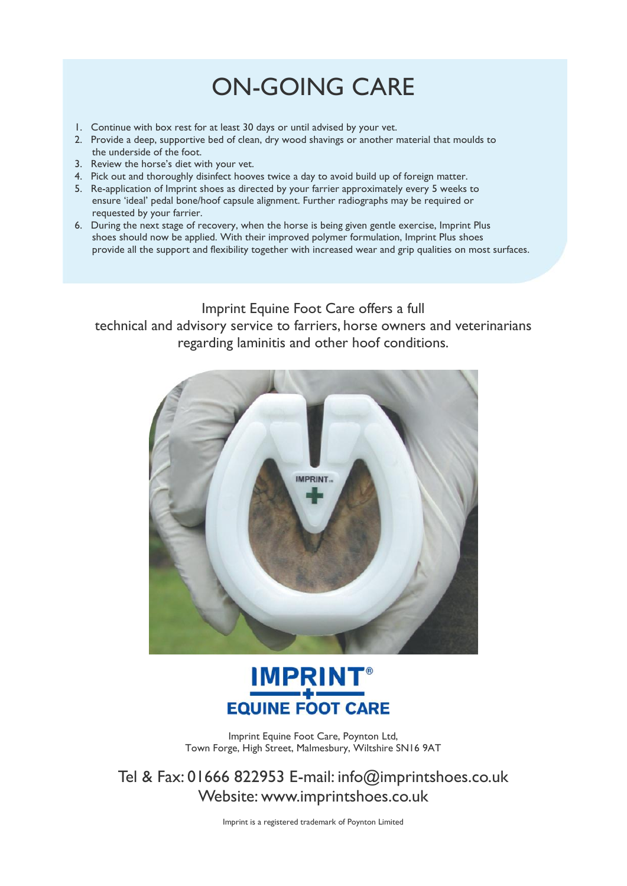# ON-GOING CARE

1. Continue with box rest for at least 30 days or until advised by your vet.
2. Provide a deep, supportive bed of clean, dry wood shavings or another material that moulds to the underside of the foot.
3. Review the horse's diet with your vet.
4. Pick out and thoroughly disinfect hooves twice a day to avoid build up of foreign matter.
5. Re-application of Imprint shoes as directed by your farrier approximately every 5 weeks to ensure 'ideal' pedal bone/hoof capsule alignment. Further radiographs may be required or requested by your farrier.
6. During the next stage of recovery, when the horse is being given gentle exercise, Imprint Plus shoes should now be applied. With their improved polymer formulation, Imprint Plus shoes provide all the support and flexibility together with increased wear and grip qualities on most surfaces.

Imprint Equine Foot Care offers a full technical and advisory service to farriers, horse owners and veterinarians regarding laminitis and other hoof conditions.

**IMPRINT® EQUINE FOOT CARE**

Imprint Equine Foot Care, Poynton Ltd,
Town Forge, High Street, Malmesbury, Wiltshire SN16 9AT

Tel & Fax: 01666 822953 E-mail: info@imprintshoes.co.uk
Website: www.imprintshoes.co.uk

Imprint is a registered trademark of Poynton Limited